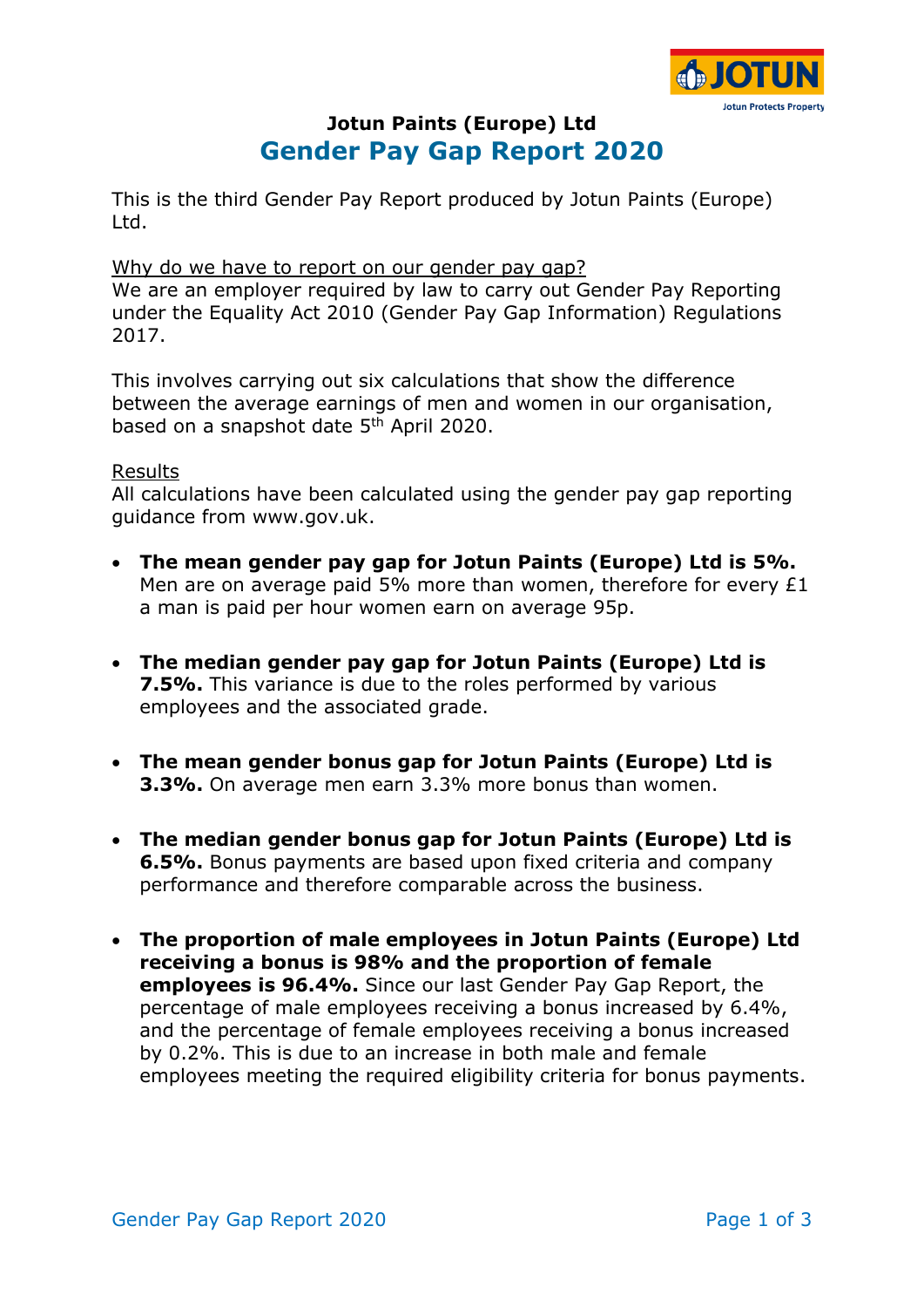# Jotun Paints (Europe) Ltd

## Gender Pay Gap Report 2020

This is the third Gender Pay Report produced by Jotun Paints (Europe) Ltd.

Why do we have to report on our gender pay gap?
We are an employer required by law to carry out Gender Pay Reporting under the Equality Act 2010 (Gender Pay Gap Information) Regulations 2017.

This involves carrying out six calculations that show the difference between the average earnings of men and women in our organisation, based on a snapshot date 5th April 2020.

Results
All calculations have been calculated using the gender pay gap reporting guidance from www.gov.uk.

- **The mean gender pay gap for Jotun Paints (Europe) Ltd is 5%.** Men are on average paid 5% more than women, therefore for every £1 a man is paid per hour women earn on average 95p.

- **The median gender pay gap for Jotun Paints (Europe) Ltd is 7.5%.** This variance is due to the roles performed by various employees and the associated grade.

- **The mean gender bonus gap for Jotun Paints (Europe) Ltd is 3.3%.** On average men earn 3.3% more bonus than women.

- **The median gender bonus gap for Jotun Paints (Europe) Ltd is 6.5%.** Bonus payments are based upon fixed criteria and company performance and therefore comparable across the business.

- **The proportion of male employees in Jotun Paints (Europe) Ltd receiving a bonus is 98% and the proportion of female employees is 96.4%.** Since our last Gender Pay Gap Report, the percentage of male employees receiving a bonus increased by 6.4%, and the percentage of female employees receiving a bonus increased by 0.2%. This is due to an increase in both male and female employees meeting the required eligibility criteria for bonus payments.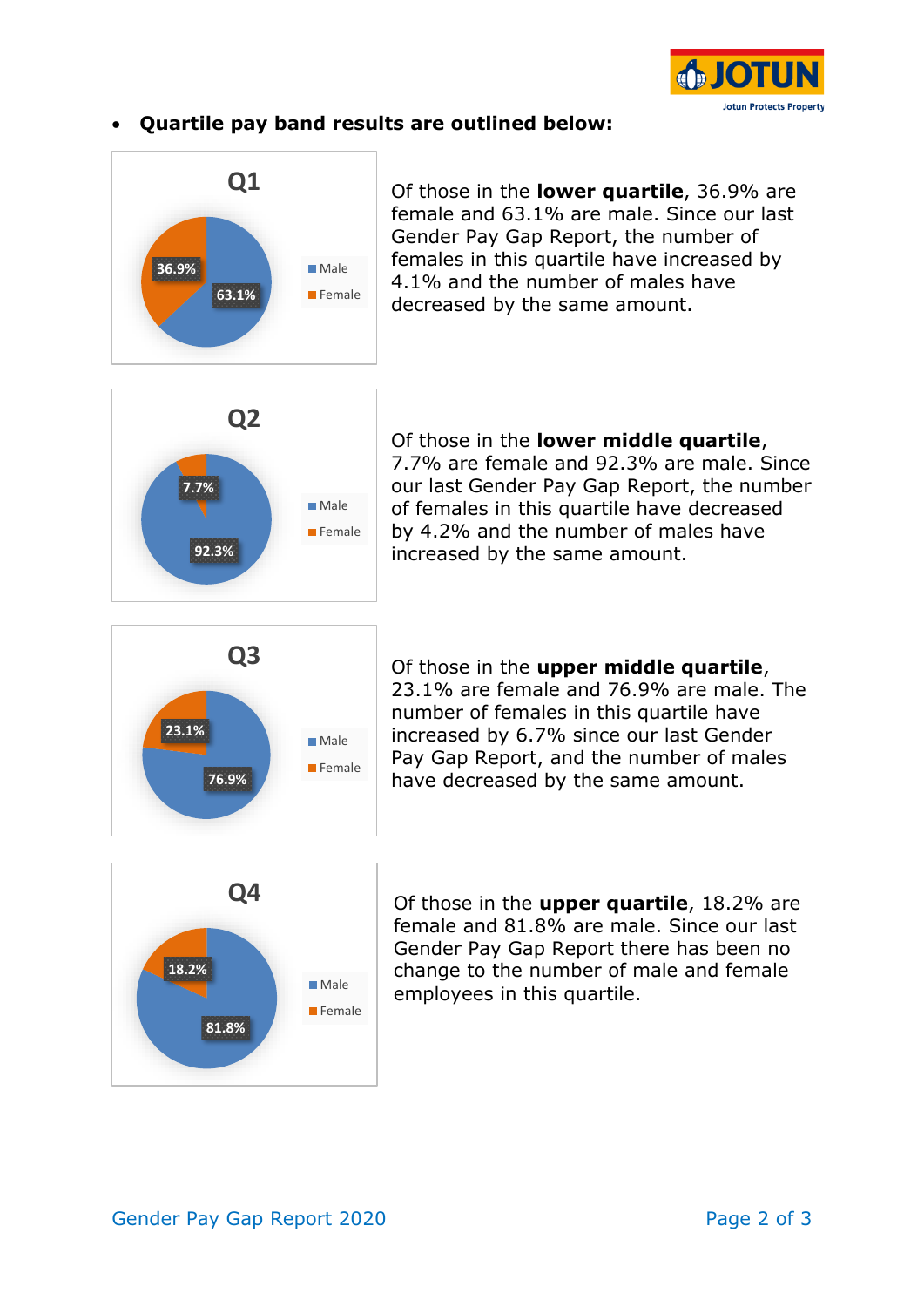- **Quartile pay band results are outlined below:**

**Q1**

| | Percentage |
|---|---|
| Male | 63.1% |
| Female | 36.9% |

Of those in the **lower quartile**, 36.9% are female and 63.1% are male. Since our last Gender Pay Gap Report, the number of females in this quartile have increased by 4.1% and the number of males have decreased by the same amount.

**Q2**

| | Percentage |
|---|---|
| Male | 92.3% |
| Female | 7.7% |

Of those in the **lower middle quartile**, 7.7% are female and 92.3% are male. Since our last Gender Pay Gap Report, the number of females in this quartile have decreased by 4.2% and the number of males have increased by the same amount.

**Q3**

| | Percentage |
|---|---|
| Male | 76.9% |
| Female | 23.1% |

Of those in the **upper middle quartile**, 23.1% are female and 76.9% are male. The number of females in this quartile have increased by 6.7% since our last Gender Pay Gap Report, and the number of males have decreased by the same amount.

**Q4**

| | Percentage |
|---|---|
| Male | 81.8% |
| Female | 18.2% |

Of those in the **upper quartile**, 18.2% are female and 81.8% are male. Since our last Gender Pay Gap Report there has been no change to the number of male and female employees in this quartile.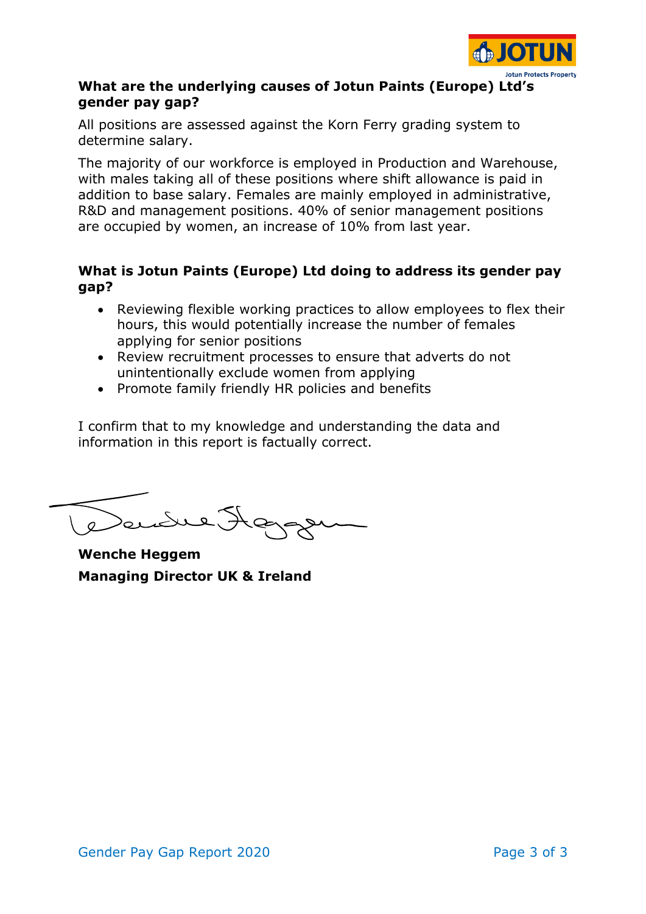## What are the underlying causes of Jotun Paints (Europe) Ltd's gender pay gap?

All positions are assessed against the Korn Ferry grading system to determine salary.

The majority of our workforce is employed in Production and Warehouse, with males taking all of these positions where shift allowance is paid in addition to base salary. Females are mainly employed in administrative, R&D and management positions. 40% of senior management positions are occupied by women, an increase of 10% from last year.

## What is Jotun Paints (Europe) Ltd doing to address its gender pay gap?

- Reviewing flexible working practices to allow employees to flex their hours, this would potentially increase the number of females applying for senior positions
- Review recruitment processes to ensure that adverts do not unintentionally exclude women from applying
- Promote family friendly HR policies and benefits

I confirm that to my knowledge and understanding the data and information in this report is factually correct.

**Wenche Heggem**

**Managing Director UK & Ireland**